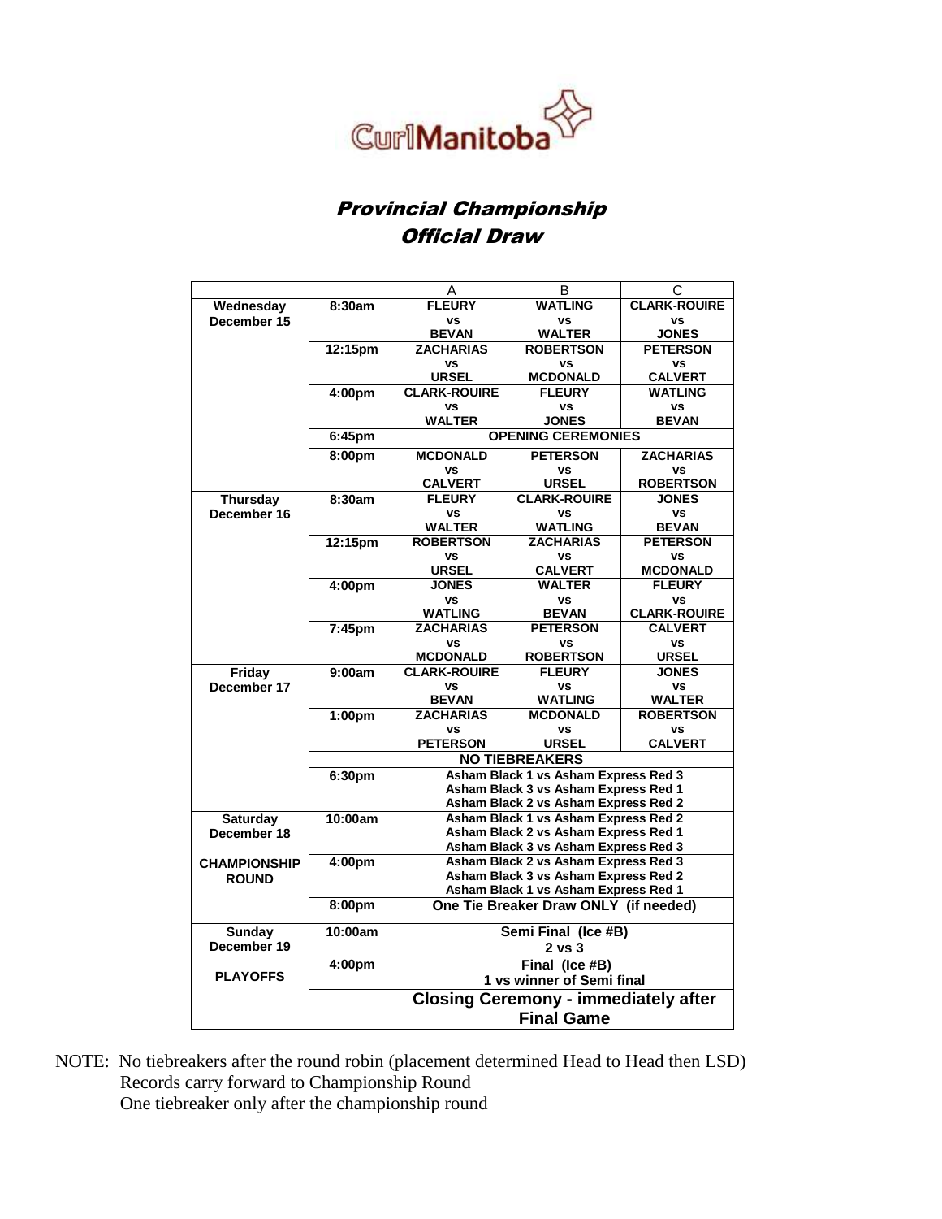CurlManitoba

# *Provincial Championship*
## *Official Draw*

| | | A | B | C |
|---|---|---|---|---|
| **Wednesday December 15** | **8:30am** | **FLEURY vs BEVAN** | **WATLING vs WALTER** | **CLARK-ROUIRE vs JONES** |
| | **12:15pm** | **ZACHARIAS vs URSEL** | **ROBERTSON vs MCDONALD** | **PETERSON vs CALVERT** |
| | **4:00pm** | **CLARK-ROUIRE vs WALTER** | **FLEURY vs JONES** | **WATLING vs BEVAN** |
| | **6:45pm** | **OPENING CEREMONIES** | | |
| | **8:00pm** | **MCDONALD vs CALVERT** | **PETERSON vs URSEL** | **ZACHARIAS vs ROBERTSON** |
| **Thursday December 16** | **8:30am** | **FLEURY vs WALTER** | **CLARK-ROUIRE vs WATLING** | **JONES vs BEVAN** |
| | **12:15pm** | **ROBERTSON vs URSEL** | **ZACHARIAS vs CALVERT** | **PETERSON vs MCDONALD** |
| | **4:00pm** | **JONES vs WATLING** | **WALTER vs BEVAN** | **FLEURY vs CLARK-ROUIRE** |
| | **7:45pm** | **ZACHARIAS vs MCDONALD** | **PETERSON vs ROBERTSON** | **CALVERT vs URSEL** |
| **Friday December 17** | **9:00am** | **CLARK-ROUIRE vs BEVAN** | **FLEURY vs WATLING** | **JONES vs WALTER** |
| | **1:00pm** | **ZACHARIAS vs PETERSON** | **MCDONALD vs URSEL** | **ROBERTSON vs CALVERT** |
| | | **NO TIEBREAKERS** | | |
| | **6:30pm** | **Asham Black 1 vs Asham Express Red 3<br>Asham Black 3 vs Asham Express Red 1<br>Asham Black 2 vs Asham Express Red 2** | | |
| **Saturday December 18** | **10:00am** | **Asham Black 1 vs Asham Express Red 2<br>Asham Black 2 vs Asham Express Red 1<br>Asham Black 3 vs Asham Express Red 3** | | |
| **CHAMPIONSHIP ROUND** | **4:00pm** | **Asham Black 2 vs Asham Express Red 3<br>Asham Black 3 vs Asham Express Red 2<br>Asham Black 1 vs Asham Express Red 1** | | |
| | **8:00pm** | **One Tie Breaker Draw ONLY (if needed)** | | |
| **Sunday December 19** | **10:00am** | **Semi Final (Ice #B)<br>2 vs 3** | | |
| **PLAYOFFS** | **4:00pm** | **Final (Ice #B)<br>1 vs winner of Semi final** | | |
| | | **Closing Ceremony - immediately after Final Game** | | |

NOTE: No tiebreakers after the round robin (placement determined Head to Head then LSD)
Records carry forward to Championship Round
One tiebreaker only after the championship round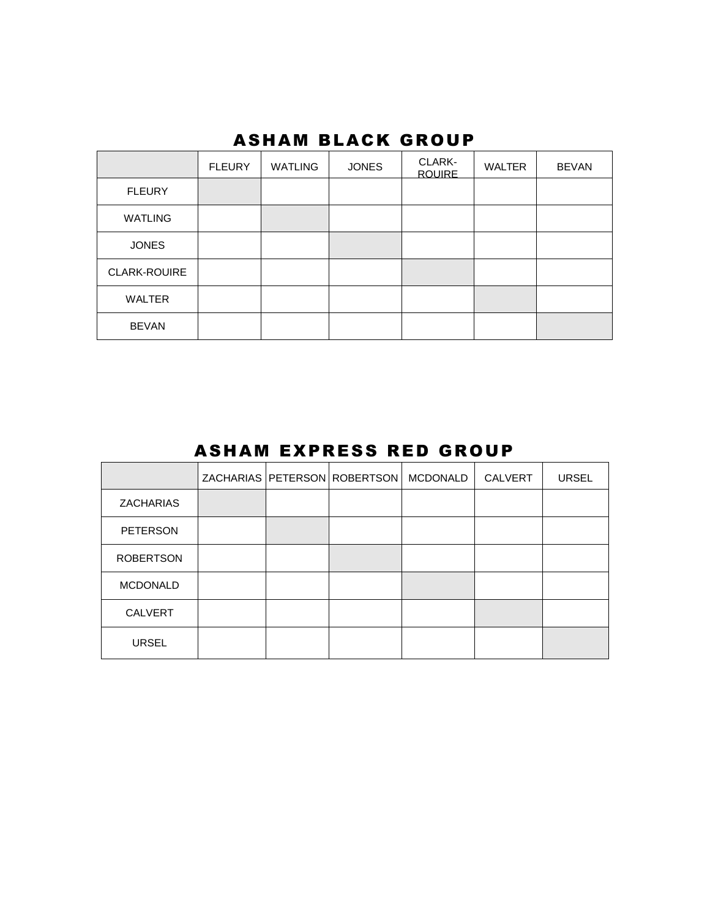## ASHAM BLACK GROUP

| | FLEURY | WATLING | JONES | CLARK-ROUIRE | WALTER | BEVAN |
|---|---|---|---|---|---|---|
| FLEURY | | | | | | |
| WATLING | | | | | | |
| JONES | | | | | | |
| CLARK-ROUIRE | | | | | | |
| WALTER | | | | | | |
| BEVAN | | | | | | |

## ASHAM EXPRESS RED GROUP

| | ZACHARIAS | PETERSON | ROBERTSON | MCDONALD | CALVERT | URSEL |
|---|---|---|---|---|---|---|
| ZACHARIAS | | | | | | |
| PETERSON | | | | | | |
| ROBERTSON | | | | | | |
| MCDONALD | | | | | | |
| CALVERT | | | | | | |
| URSEL | | | | | | |